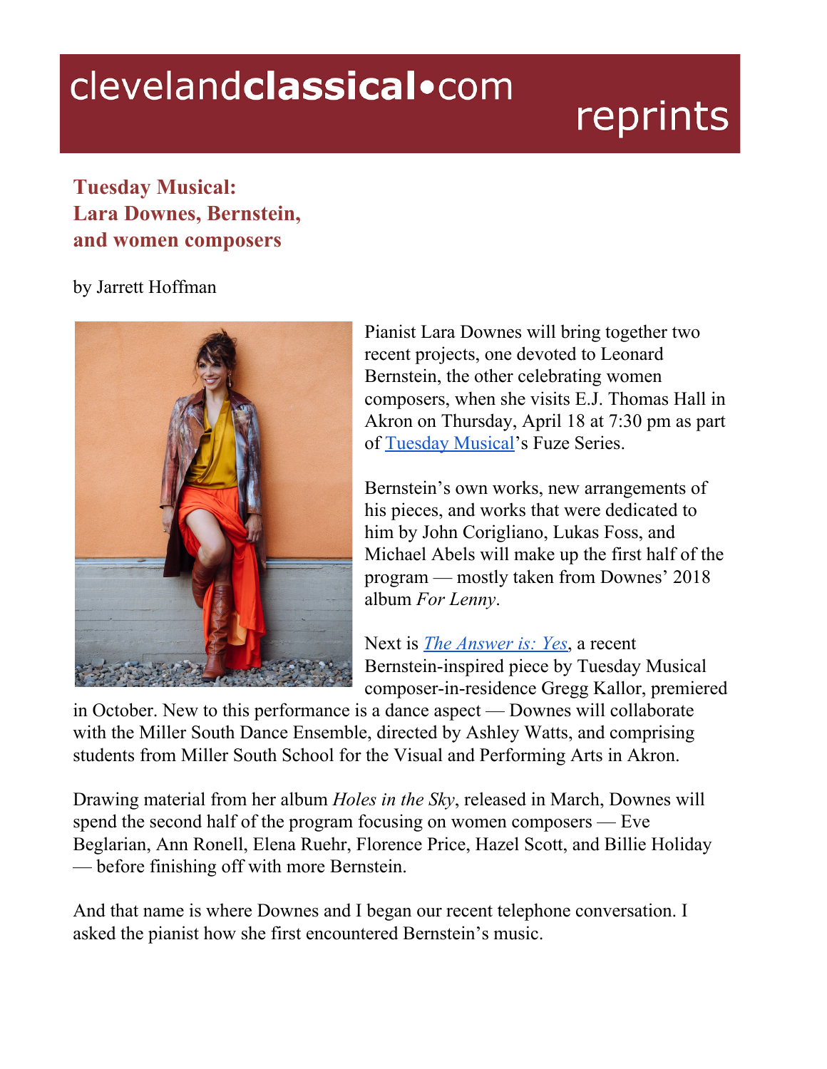# clevelandclassical•com reprints

## Tuesday Musical: Lara Downes, Bernstein, and women composers

by Jarrett Hoffman

Pianist Lara Downes will bring together two recent projects, one devoted to Leonard Bernstein, the other celebrating women composers, when she visits E.J. Thomas Hall in Akron on Thursday, April 18 at 7:30 pm as part of Tuesday Musical's Fuze Series.

Bernstein's own works, new arrangements of his pieces, and works that were dedicated to him by John Corigliano, Lukas Foss, and Michael Abels will make up the first half of the program — mostly taken from Downes' 2018 album *For Lenny*.

Next is *The Answer is: Yes*, a recent Bernstein-inspired piece by Tuesday Musical composer-in-residence Gregg Kallor, premiered in October. New to this performance is a dance aspect — Downes will collaborate with the Miller South Dance Ensemble, directed by Ashley Watts, and comprising students from Miller South School for the Visual and Performing Arts in Akron.

Drawing material from her album *Holes in the Sky*, released in March, Downes will spend the second half of the program focusing on women composers — Eve Beglarian, Ann Ronell, Elena Ruehr, Florence Price, Hazel Scott, and Billie Holiday — before finishing off with more Bernstein.

And that name is where Downes and I began our recent telephone conversation. I asked the pianist how she first encountered Bernstein's music.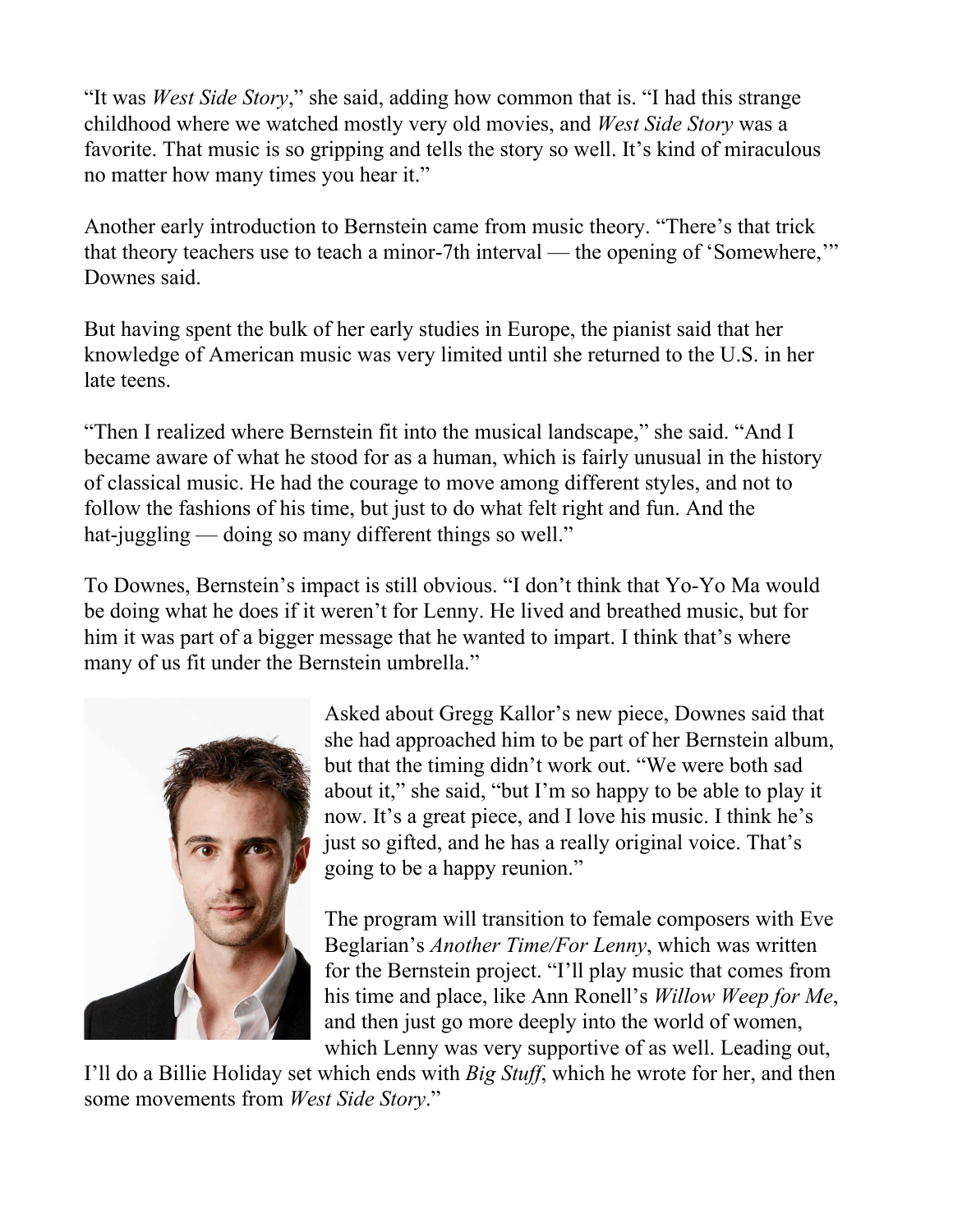"It was *West Side Story*," she said, adding how common that is. "I had this strange childhood where we watched mostly very old movies, and *West Side Story* was a favorite. That music is so gripping and tells the story so well. It's kind of miraculous no matter how many times you hear it."

Another early introduction to Bernstein came from music theory. "There's that trick that theory teachers use to teach a minor-7th interval — the opening of 'Somewhere,'" Downes said.

But having spent the bulk of her early studies in Europe, the pianist said that her knowledge of American music was very limited until she returned to the U.S. in her late teens.

"Then I realized where Bernstein fit into the musical landscape," she said. "And I became aware of what he stood for as a human, which is fairly unusual in the history of classical music. He had the courage to move among different styles, and not to follow the fashions of his time, but just to do what felt right and fun. And the hat-juggling — doing so many different things so well."

To Downes, Bernstein's impact is still obvious. "I don't think that Yo-Yo Ma would be doing what he does if it weren't for Lenny. He lived and breathed music, but for him it was part of a bigger message that he wanted to impart. I think that's where many of us fit under the Bernstein umbrella."

Asked about Gregg Kallor's new piece, Downes said that she had approached him to be part of her Bernstein album, but that the timing didn't work out. "We were both sad about it," she said, "but I'm so happy to be able to play it now. It's a great piece, and I love his music. I think he's just so gifted, and he has a really original voice. That's going to be a happy reunion."

The program will transition to female composers with Eve Beglarian's *Another Time/For Lenny*, which was written for the Bernstein project. "I'll play music that comes from his time and place, like Ann Ronell's *Willow Weep for Me*, and then just go more deeply into the world of women, which Lenny was very supportive of as well. Leading out, I'll do a Billie Holiday set which ends with *Big Stuff*, which he wrote for her, and then some movements from *West Side Story*."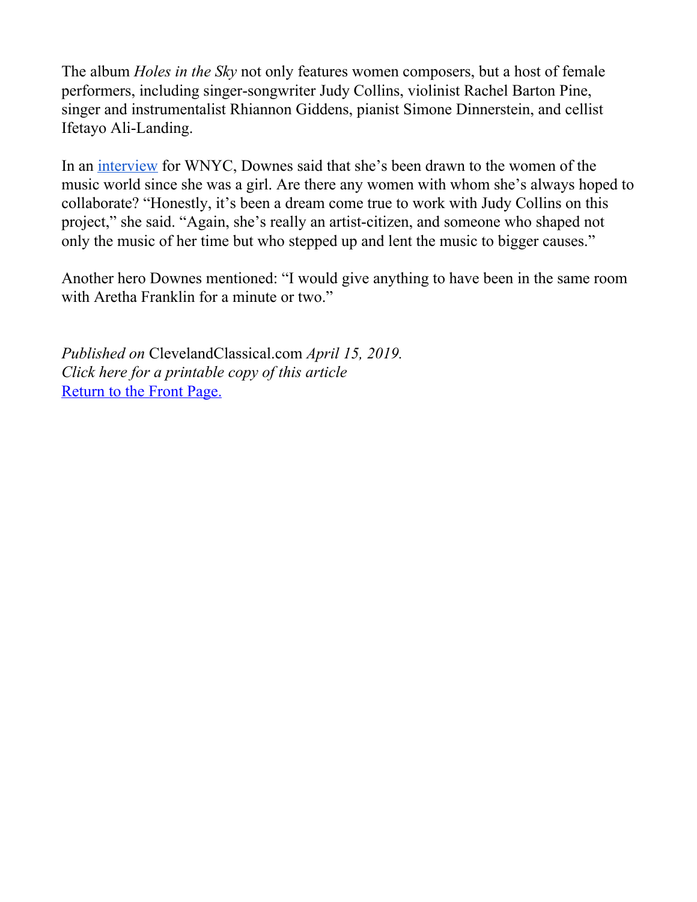The album *Holes in the Sky* not only features women composers, but a host of female performers, including singer-songwriter Judy Collins, violinist Rachel Barton Pine, singer and instrumentalist Rhiannon Giddens, pianist Simone Dinnerstein, and cellist Ifetayo Ali-Landing.

In an interview for WNYC, Downes said that she's been drawn to the women of the music world since she was a girl. Are there any women with whom she's always hoped to collaborate? "Honestly, it's been a dream come true to work with Judy Collins on this project," she said. "Again, she's really an artist-citizen, and someone who shaped not only the music of her time but who stepped up and lent the music to bigger causes."

Another hero Downes mentioned: "I would give anything to have been in the same room with Aretha Franklin for a minute or two."

*Published on* ClevelandClassical.com *April 15, 2019.*
*Click here for a printable copy of this article*
Return to the Front Page.